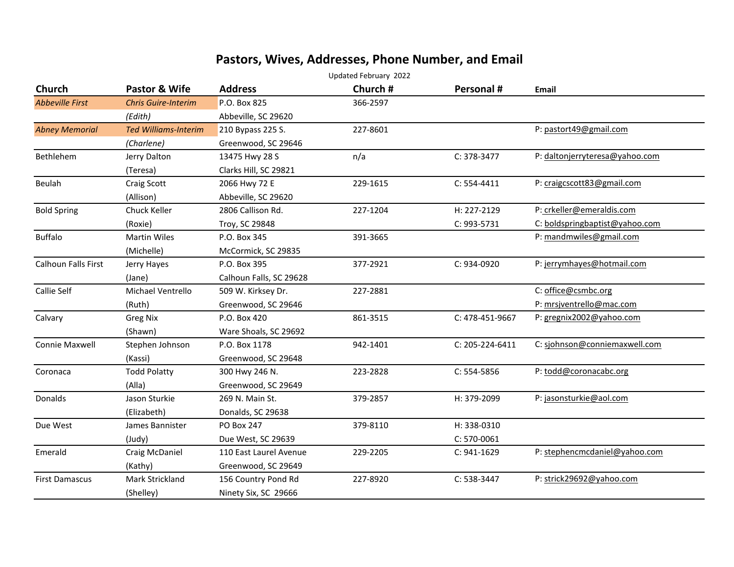# Pastors, Wives, Addresses, Phone Number, and Email

Updated February 2022

| Church | Pastor & Wife | Address | Church # | Personal # | Email |
|---|---|---|---|---|---|
| *Abbeville First* | *Chris Guire-Interim* | P.O. Box 825 | 366-2597 | | |
| | *(Edith)* | Abbeville, SC 29620 | | | |
| *Abney Memorial* | *Ted Williams-Interim* | 210 Bypass 225 S. | 227-8601 | | P: pastort49@gmail.com |
| | *(Charlene)* | Greenwood, SC 29646 | | | |
| Bethlehem | Jerry Dalton | 13475 Hwy 28 S | n/a | C: 378-3477 | P: daltonjerryteresa@yahoo.com |
| | (Teresa) | Clarks Hill, SC 29821 | | | |
| Beulah | Craig Scott | 2066 Hwy 72 E | 229-1615 | C: 554-4411 | P: craigcscott83@gmail.com |
| | (Allison) | Abbeville, SC 29620 | | | |
| Bold Spring | Chuck Keller | 2806 Callison Rd. | 227-1204 | H: 227-2129 | P: crkeller@emeraldis.com |
| | (Roxie) | Troy, SC 29848 | | C: 993-5731 | C: boldspringbaptist@yahoo.com |
| Buffalo | Martin Wiles | P.O. Box 345 | 391-3665 | | P: mandmwiles@gmail.com |
| | (Michelle) | McCormick, SC 29835 | | | |
| Calhoun Falls First | Jerry Hayes | P.O. Box 395 | 377-2921 | C: 934-0920 | P: jerrymhayes@hotmail.com |
| | (Jane) | Calhoun Falls, SC 29628 | | | |
| Callie Self | Michael Ventrello | 509 W. Kirksey Dr. | 227-2881 | | C: office@csmbc.org |
| | (Ruth) | Greenwood, SC 29646 | | | P: mrsjventrello@mac.com |
| Calvary | Greg Nix | P.O. Box 420 | 861-3515 | C: 478-451-9667 | P: gregnix2002@yahoo.com |
| | (Shawn) | Ware Shoals, SC 29692 | | | |
| Connie Maxwell | Stephen Johnson | P.O. Box 1178 | 942-1401 | C: 205-224-6411 | C: sjohnson@conniemaxwell.com |
| | (Kassi) | Greenwood, SC 29648 | | | |
| Coronaca | Todd Polatty | 300 Hwy 246 N. | 223-2828 | C: 554-5856 | P: todd@coronacabc.org |
| | (Alla) | Greenwood, SC 29649 | | | |
| Donalds | Jason Sturkie | 269 N. Main St. | 379-2857 | H: 379-2099 | P: jasonsturkie@aol.com |
| | (Elizabeth) | Donalds, SC 29638 | | | |
| Due West | James Bannister | PO Box 247 | 379-8110 | H: 338-0310 | |
| | (Judy) | Due West, SC 29639 | | C: 570-0061 | |
| Emerald | Craig McDaniel | 110 East Laurel Avenue | 229-2205 | C: 941-1629 | P: stephencmcdaniel@yahoo.com |
| | (Kathy) | Greenwood, SC 29649 | | | |
| First Damascus | Mark Strickland | 156 Country Pond Rd | 227-8920 | C: 538-3447 | P: strick29692@yahoo.com |
| | (Shelley) | Ninety Six, SC 29666 | | | |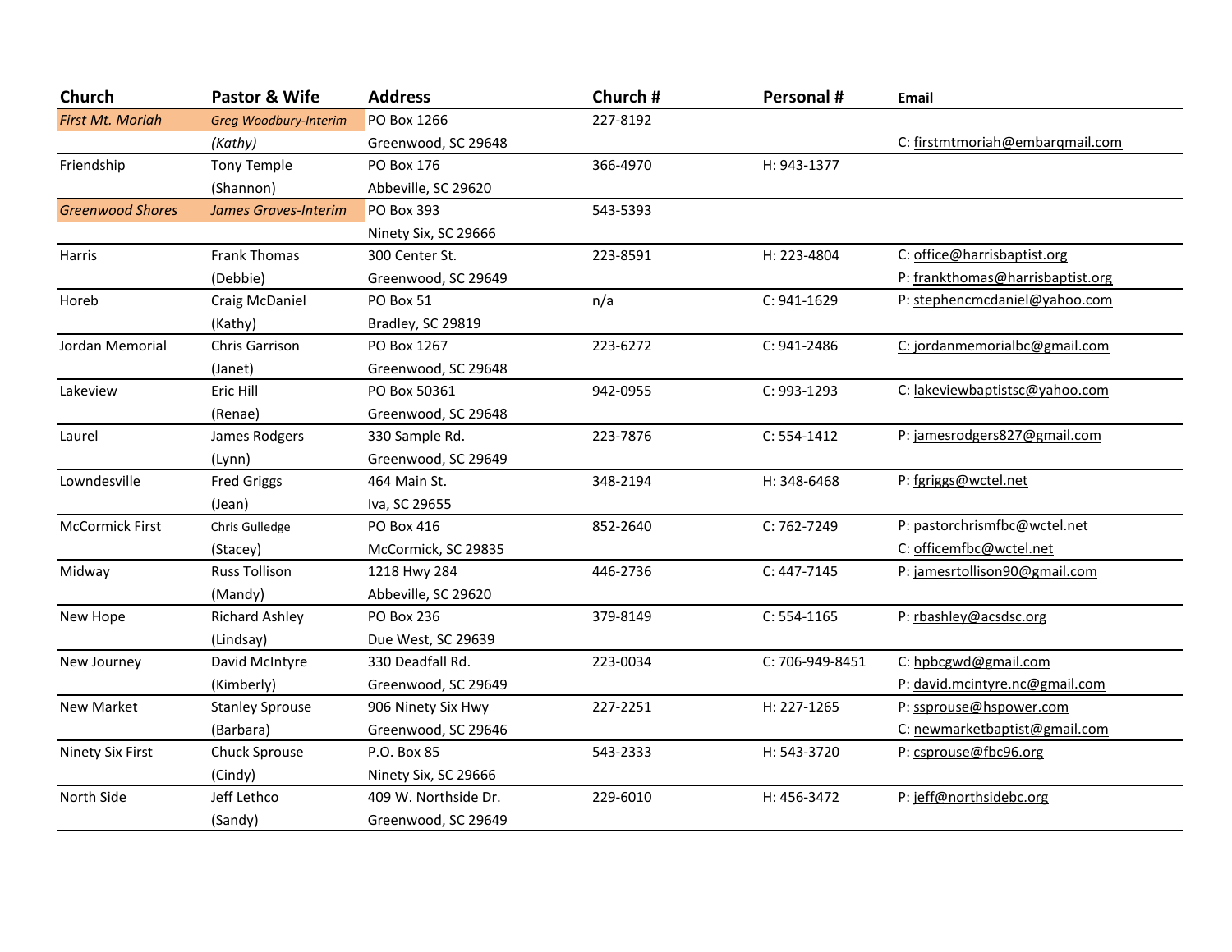| Church | Pastor & Wife | Address | Church # | Personal # | Email |
|---|---|---|---|---|---|
| *First Mt. Moriah* | *Greg Woodbury-Interim* | PO Box 1266 | 227-8192 | | |
| | *(Kathy)* | Greenwood, SC 29648 | | | C: firstmtmoriah@embarqmail.com |
| Friendship | Tony Temple | PO Box 176 | 366-4970 | H: 943-1377 | |
| | (Shannon) | Abbeville, SC 29620 | | | |
| *Greenwood Shores* | *James Graves-Interim* | PO Box 393 | 543-5393 | | |
| | | Ninety Six, SC 29666 | | | |
| Harris | Frank Thomas | 300 Center St. | 223-8591 | H: 223-4804 | C: office@harrisbaptist.org |
| | (Debbie) | Greenwood, SC 29649 | | | P: frankthomas@harrisbaptist.org |
| Horeb | Craig McDaniel | PO Box 51 | n/a | C: 941-1629 | P: stephencmcdaniel@yahoo.com |
| | (Kathy) | Bradley, SC 29819 | | | |
| Jordan Memorial | Chris Garrison | PO Box 1267 | 223-6272 | C: 941-2486 | C: jordanmemorialbc@gmail.com |
| | (Janet) | Greenwood, SC 29648 | | | |
| Lakeview | Eric Hill | PO Box 50361 | 942-0955 | C: 993-1293 | C: lakeviewbaptistsc@yahoo.com |
| | (Renae) | Greenwood, SC 29648 | | | |
| Laurel | James Rodgers | 330 Sample Rd. | 223-7876 | C: 554-1412 | P: jamesrodgers827@gmail.com |
| | (Lynn) | Greenwood, SC 29649 | | | |
| Lowndesville | Fred Griggs | 464 Main St. | 348-2194 | H: 348-6468 | P: fgriggs@wctel.net |
| | (Jean) | Iva, SC 29655 | | | |
| McCormick First | Chris Gulledge | PO Box 416 | 852-2640 | C: 762-7249 | P: pastorchrismfbc@wctel.net |
| | (Stacey) | McCormick, SC 29835 | | | C: officemfbc@wctel.net |
| Midway | Russ Tollison | 1218 Hwy 284 | 446-2736 | C: 447-7145 | P: jamesrtollison90@gmail.com |
| | (Mandy) | Abbeville, SC 29620 | | | |
| New Hope | Richard Ashley | PO Box 236 | 379-8149 | C: 554-1165 | P: rbashley@acsdsc.org |
| | (Lindsay) | Due West, SC 29639 | | | |
| New Journey | David McIntyre | 330 Deadfall Rd. | 223-0034 | C: 706-949-8451 | C: hpbcgwd@gmail.com |
| | (Kimberly) | Greenwood, SC 29649 | | | P: david.mcintyre.nc@gmail.com |
| New Market | Stanley Sprouse | 906 Ninety Six Hwy | 227-2251 | H: 227-1265 | P: ssprouse@hspower.com |
| | (Barbara) | Greenwood, SC 29646 | | | C: newmarketbaptist@gmail.com |
| Ninety Six First | Chuck Sprouse | P.O. Box 85 | 543-2333 | H: 543-3720 | P: csprouse@fbc96.org |
| | (Cindy) | Ninety Six, SC 29666 | | | |
| North Side | Jeff Lethco | 409 W. Northside Dr. | 229-6010 | H: 456-3472 | P: jeff@northsidebc.org |
| | (Sandy) | Greenwood, SC 29649 | | | |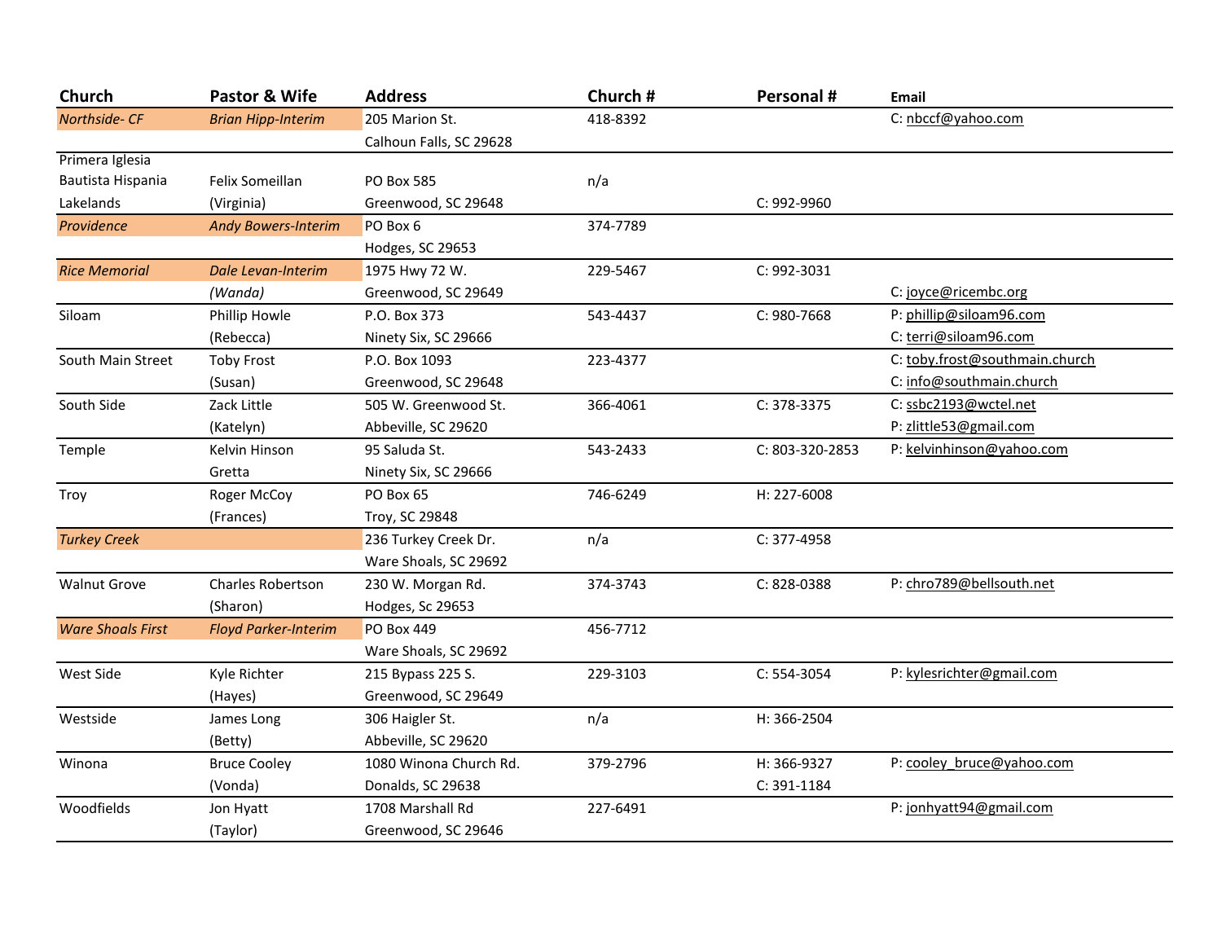| Church | Pastor & Wife | Address | Church # | Personal # | Email |
|---|---|---|---|---|---|
| *Northside- CF* | *Brian Hipp-Interim* | 205 Marion St.<br>Calhoun Falls, SC 29628 | 418-8392 | | C: nbccf@yahoo.com |
| Primera Iglesia Bautista Hispania Lakelands | Felix Someillan<br>(Virginia) | PO Box 585<br>Greenwood, SC 29648 | n/a | C: 992-9960 | |
| *Providence* | *Andy Bowers-Interim* | PO Box 6<br>Hodges, SC 29653 | 374-7789 | | |
| *Rice Memorial* | *Dale Levan-Interim*<br>*(Wanda)* | 1975 Hwy 72 W.<br>Greenwood, SC 29649 | 229-5467 | C: 992-3031 | C: joyce@ricembc.org |
| Siloam | Phillip Howle<br>(Rebecca) | P.O. Box 373<br>Ninety Six, SC 29666 | 543-4437 | C: 980-7668 | P: phillip@siloam96.com<br>C: terri@siloam96.com |
| South Main Street | Toby Frost<br>(Susan) | P.O. Box 1093<br>Greenwood, SC 29648 | 223-4377 | | C: toby.frost@southmain.church<br>C: info@southmain.church |
| South Side | Zack Little<br>(Katelyn) | 505 W. Greenwood St.<br>Abbeville, SC 29620 | 366-4061 | C: 378-3375 | C: ssbc2193@wctel.net<br>P: zlittle53@gmail.com |
| Temple | Kelvin Hinson<br>Gretta | 95 Saluda St.<br>Ninety Six, SC 29666 | 543-2433 | C: 803-320-2853 | P: kelvinhinson@yahoo.com |
| Troy | Roger McCoy<br>(Frances) | PO Box 65<br>Troy, SC 29848 | 746-6249 | H: 227-6008 | |
| *Turkey Creek* | | 236 Turkey Creek Dr.<br>Ware Shoals, SC 29692 | n/a | C: 377-4958 | |
| Walnut Grove | Charles Robertson<br>(Sharon) | 230 W. Morgan Rd.<br>Hodges, Sc 29653 | 374-3743 | C: 828-0388 | P: chro789@bellsouth.net |
| *Ware Shoals First* | *Floyd Parker-Interim* | PO Box 449<br>Ware Shoals, SC 29692 | 456-7712 | | |
| West Side | Kyle Richter<br>(Hayes) | 215 Bypass 225 S.<br>Greenwood, SC 29649 | 229-3103 | C: 554-3054 | P: kylesrichter@gmail.com |
| Westside | James Long<br>(Betty) | 306 Haigler St.<br>Abbeville, SC 29620 | n/a | H: 366-2504 | |
| Winona | Bruce Cooley<br>(Vonda) | 1080 Winona Church Rd.<br>Donalds, SC 29638 | 379-2796 | H: 366-9327<br>C: 391-1184 | P: cooley_bruce@yahoo.com |
| Woodfields | Jon Hyatt<br>(Taylor) | 1708 Marshall Rd<br>Greenwood, SC 29646 | 227-6491 | | P: jonhyatt94@gmail.com |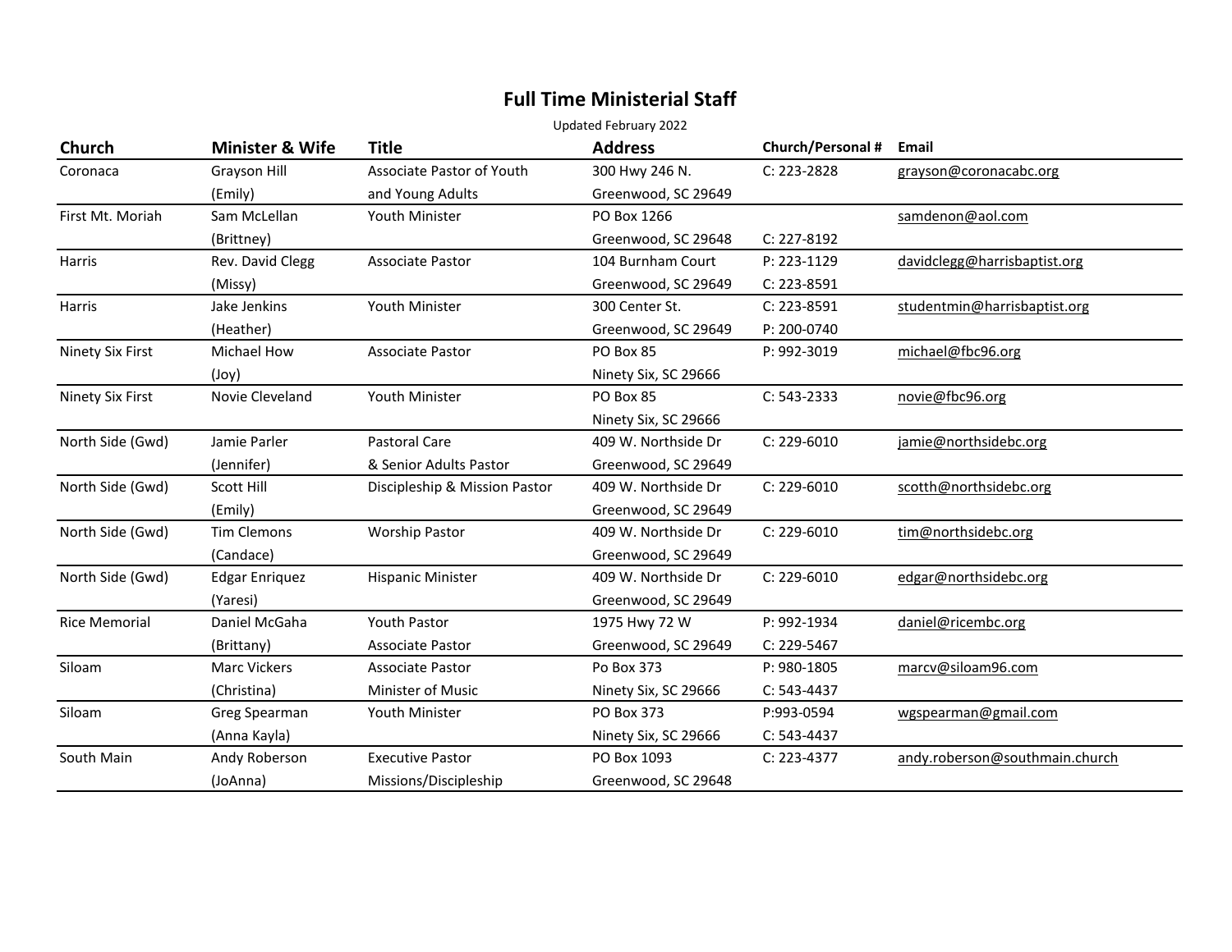# Full Time Ministerial Staff

Updated February 2022

| Church | Minister & Wife | Title | Address | Church/Personal # | Email |
|---|---|---|---|---|---|
| Coronaca | Grayson Hill (Emily) | Associate Pastor of Youth and Young Adults | 300 Hwy 246 N. Greenwood, SC 29649 | C: 223-2828 | grayson@coronacabc.org |
| First Mt. Moriah | Sam McLellan (Brittney) | Youth Minister | PO Box 1266 Greenwood, SC 29648 | C: 227-8192 | samdenon@aol.com |
| Harris | Rev. David Clegg (Missy) | Associate Pastor | 104 Burnham Court Greenwood, SC 29649 | P: 223-1129 C: 223-8591 | davidclegg@harrisbaptist.org |
| Harris | Jake Jenkins (Heather) | Youth Minister | 300 Center St. Greenwood, SC 29649 | C: 223-8591 P: 200-0740 | studentmin@harrisbaptist.org |
| Ninety Six First | Michael How (Joy) | Associate Pastor | PO Box 85 Ninety Six, SC 29666 | P: 992-3019 | michael@fbc96.org |
| Ninety Six First | Novie Cleveland | Youth Minister | PO Box 85 Ninety Six, SC 29666 | C: 543-2333 | novie@fbc96.org |
| North Side (Gwd) | Jamie Parler (Jennifer) | Pastoral Care & Senior Adults Pastor | 409 W. Northside Dr Greenwood, SC 29649 | C: 229-6010 | jamie@northsidebc.org |
| North Side (Gwd) | Scott Hill (Emily) | Discipleship & Mission Pastor | 409 W. Northside Dr Greenwood, SC 29649 | C: 229-6010 | scotth@northsidebc.org |
| North Side (Gwd) | Tim Clemons (Candace) | Worship Pastor | 409 W. Northside Dr Greenwood, SC 29649 | C: 229-6010 | tim@northsidebc.org |
| North Side (Gwd) | Edgar Enriquez (Yaresi) | Hispanic Minister | 409 W. Northside Dr Greenwood, SC 29649 | C: 229-6010 | edgar@northsidebc.org |
| Rice Memorial | Daniel McGaha (Brittany) | Youth Pastor Associate Pastor | 1975 Hwy 72 W Greenwood, SC 29649 | P: 992-1934 C: 229-5467 | daniel@ricembc.org |
| Siloam | Marc Vickers (Christina) | Associate Pastor Minister of Music | Po Box 373 Ninety Six, SC 29666 | P: 980-1805 C: 543-4437 | marcv@siloam96.com |
| Siloam | Greg Spearman (Anna Kayla) | Youth Minister | PO Box 373 Ninety Six, SC 29666 | P:993-0594 C: 543-4437 | wgspearman@gmail.com |
| South Main | Andy Roberson (JoAnna) | Executive Pastor Missions/Discipleship | PO Box 1093 Greenwood, SC 29648 | C: 223-4377 | andy.roberson@southmain.church |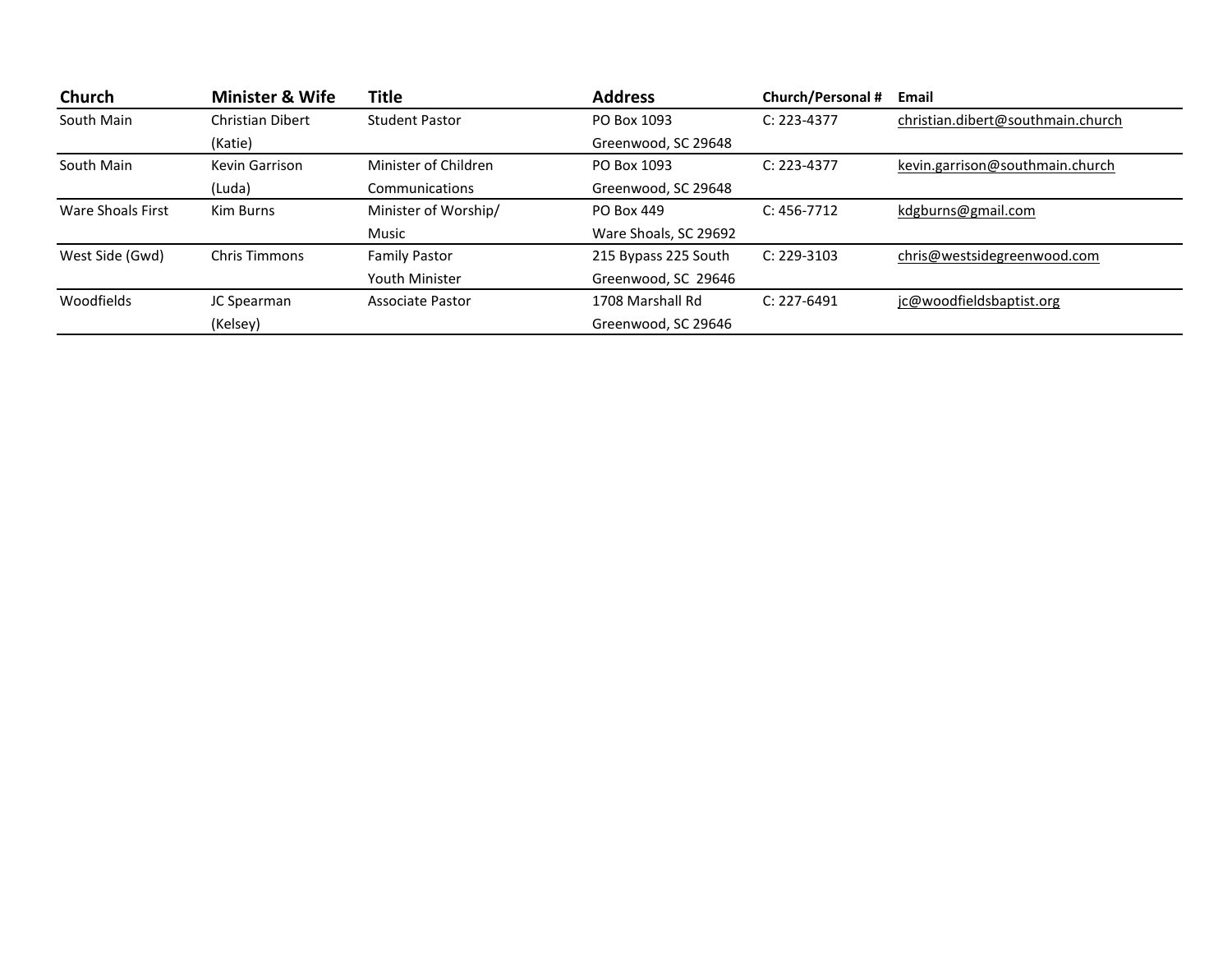| Church | Minister & Wife | Title | Address | Church/Personal # | Email |
| --- | --- | --- | --- | --- | --- |
| South Main | Christian Dibert (Katie) | Student Pastor | PO Box 1093 Greenwood, SC 29648 | C: 223-4377 | christian.dibert@southmain.church |
| South Main | Kevin Garrison (Luda) | Minister of Children Communications | PO Box 1093 Greenwood, SC 29648 | C: 223-4377 | kevin.garrison@southmain.church |
| Ware Shoals First | Kim Burns | Minister of Worship/ Music | PO Box 449 Ware Shoals, SC 29692 | C: 456-7712 | kdgburns@gmail.com |
| West Side (Gwd) | Chris Timmons | Family Pastor Youth Minister | 215 Bypass 225 South Greenwood, SC 29646 | C: 229-3103 | chris@westsidegreenwood.com |
| Woodfields | JC Spearman (Kelsey) | Associate Pastor | 1708 Marshall Rd Greenwood, SC 29646 | C: 227-6491 | jc@woodfieldsbaptist.org |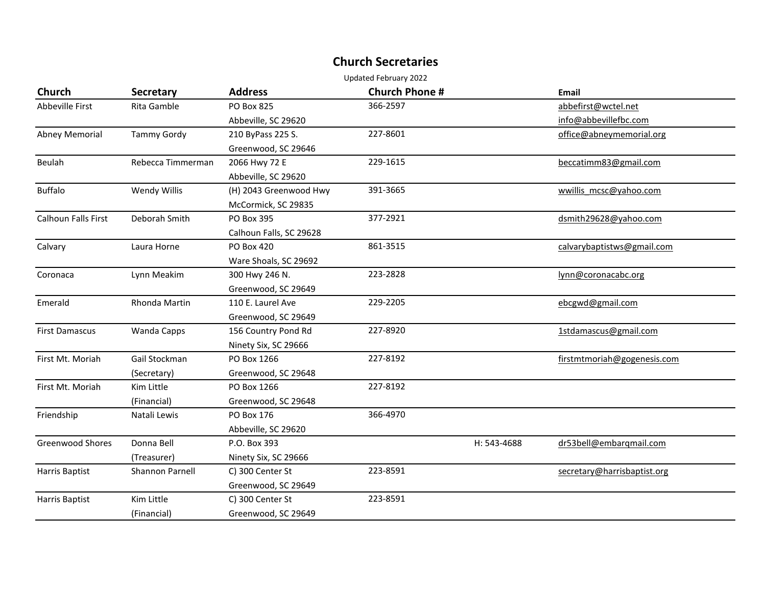# Church Secretaries

Updated February 2022

| Church | Secretary | Address | Church Phone # | | Email |
|---|---|---|---|---|---|
| Abbeville First | Rita Gamble | PO Box 825<br>Abbeville, SC 29620 | 366-2597 | | abbefirst@wctel.net<br>info@abbevillefbc.com |
| Abney Memorial | Tammy Gordy | 210 ByPass 225 S.<br>Greenwood, SC 29646 | 227-8601 | | office@abneymemorial.org |
| Beulah | Rebecca Timmerman | 2066 Hwy 72 E<br>Abbeville, SC 29620 | 229-1615 | | beccatimm83@gmail.com |
| Buffalo | Wendy Willis | (H) 2043 Greenwood Hwy<br>McCormick, SC 29835 | 391-3665 | | wwillis_mcsc@yahoo.com |
| Calhoun Falls First | Deborah Smith | PO Box 395<br>Calhoun Falls, SC 29628 | 377-2921 | | dsmith29628@yahoo.com |
| Calvary | Laura Horne | PO Box 420<br>Ware Shoals, SC 29692 | 861-3515 | | calvarybaptistws@gmail.com |
| Coronaca | Lynn Meakim | 300 Hwy 246 N.<br>Greenwood, SC 29649 | 223-2828 | | lynn@coronacabc.org |
| Emerald | Rhonda Martin | 110 E. Laurel Ave<br>Greenwood, SC 29649 | 229-2205 | | ebcgwd@gmail.com |
| First Damascus | Wanda Capps | 156 Country Pond Rd<br>Ninety Six, SC 29666 | 227-8920 | | 1stdamascus@gmail.com |
| First Mt. Moriah | Gail Stockman<br>(Secretary) | PO Box 1266<br>Greenwood, SC 29648 | 227-8192 | | firstmtmoriah@gogenesis.com |
| First Mt. Moriah | Kim Little<br>(Financial) | PO Box 1266<br>Greenwood, SC 29648 | 227-8192 | | |
| Friendship | Natali Lewis | PO Box 176<br>Abbeville, SC 29620 | 366-4970 | | |
| Greenwood Shores | Donna Bell<br>(Treasurer) | P.O. Box 393<br>Ninety Six, SC 29666 | | H: 543-4688 | dr53bell@embarqmail.com |
| Harris Baptist | Shannon Parnell | C) 300 Center St<br>Greenwood, SC 29649 | 223-8591 | | secretary@harrisbaptist.org |
| Harris Baptist | Kim Little<br>(Financial) | C) 300 Center St<br>Greenwood, SC 29649 | 223-8591 | | |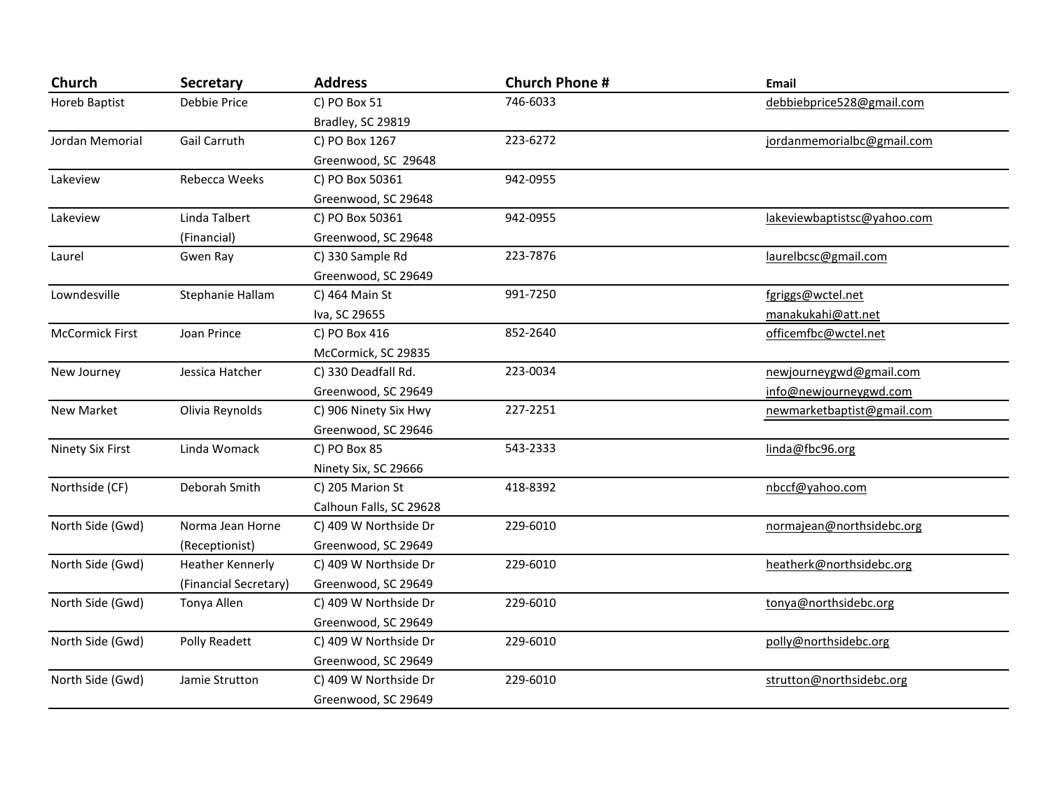| Church | Secretary | Address | Church Phone # | Email |
|---|---|---|---|---|
| Horeb Baptist | Debbie Price | C) PO Box 51<br>Bradley, SC 29819 | 746-6033 | debbiebprice528@gmail.com |
| Jordan Memorial | Gail Carruth | C) PO Box 1267<br>Greenwood, SC 29648 | 223-6272 | jordanmemorialbc@gmail.com |
| Lakeview | Rebecca Weeks | C) PO Box 50361<br>Greenwood, SC 29648 | 942-0955 | |
| Lakeview | Linda Talbert<br>(Financial) | C) PO Box 50361<br>Greenwood, SC 29648 | 942-0955 | lakeviewbaptistsc@yahoo.com |
| Laurel | Gwen Ray | C) 330 Sample Rd<br>Greenwood, SC 29649 | 223-7876 | laurelbcsc@gmail.com |
| Lowndesville | Stephanie Hallam | C) 464 Main St<br>Iva, SC 29655 | 991-7250 | fgriggs@wctel.net<br>manakukahi@att.net |
| McCormick First | Joan Prince | C) PO Box 416<br>McCormick, SC 29835 | 852-2640 | officemfbc@wctel.net |
| New Journey | Jessica Hatcher | C) 330 Deadfall Rd.<br>Greenwood, SC 29649 | 223-0034 | newjourneygwd@gmail.com<br>info@newjourneygwd.com |
| New Market | Olivia Reynolds | C) 906 Ninety Six Hwy<br>Greenwood, SC 29646 | 227-2251 | newmarketbaptist@gmail.com |
| Ninety Six First | Linda Womack | C) PO Box 85<br>Ninety Six, SC 29666 | 543-2333 | linda@fbc96.org |
| Northside (CF) | Deborah Smith | C) 205 Marion St<br>Calhoun Falls, SC 29628 | 418-8392 | nbccf@yahoo.com |
| North Side (Gwd) | Norma Jean Horne<br>(Receptionist) | C) 409 W Northside Dr<br>Greenwood, SC 29649 | 229-6010 | normajean@northsidebc.org |
| North Side (Gwd) | Heather Kennerly<br>(Financial Secretary) | C) 409 W Northside Dr<br>Greenwood, SC 29649 | 229-6010 | heatherk@northsidebc.org |
| North Side (Gwd) | Tonya Allen | C) 409 W Northside Dr<br>Greenwood, SC 29649 | 229-6010 | tonya@northsidebc.org |
| North Side (Gwd) | Polly Readett | C) 409 W Northside Dr<br>Greenwood, SC 29649 | 229-6010 | polly@northsidebc.org |
| North Side (Gwd) | Jamie Strutton | C) 409 W Northside Dr<br>Greenwood, SC 29649 | 229-6010 | strutton@northsidebc.org |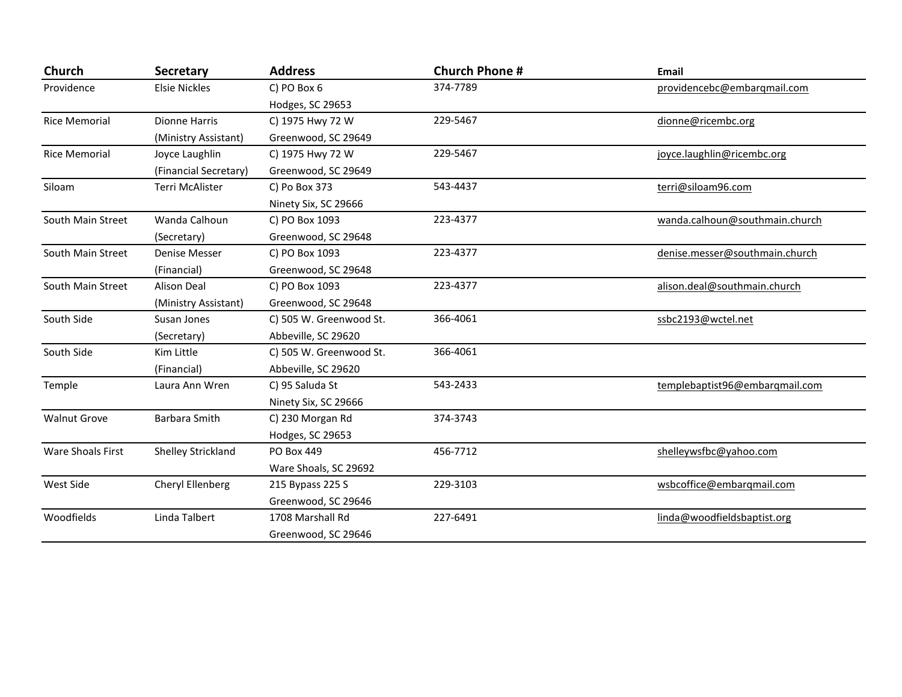| Church | Secretary | Address | Church Phone # | Email |
|---|---|---|---|---|
| Providence | Elsie Nickles | C) PO Box 6<br>Hodges, SC 29653 | 374-7789 | providencebc@embarqmail.com |
| Rice Memorial | Dionne Harris<br>(Ministry Assistant) | C) 1975 Hwy 72 W<br>Greenwood, SC 29649 | 229-5467 | dionne@ricembc.org |
| Rice Memorial | Joyce Laughlin<br>(Financial Secretary) | C) 1975 Hwy 72 W<br>Greenwood, SC 29649 | 229-5467 | joyce.laughlin@ricembc.org |
| Siloam | Terri McAlister | C) Po Box 373<br>Ninety Six, SC 29666 | 543-4437 | terri@siloam96.com |
| South Main Street | Wanda Calhoun<br>(Secretary) | C) PO Box 1093<br>Greenwood, SC 29648 | 223-4377 | wanda.calhoun@southmain.church |
| South Main Street | Denise Messer<br>(Financial) | C) PO Box 1093<br>Greenwood, SC 29648 | 223-4377 | denise.messer@southmain.church |
| South Main Street | Alison Deal<br>(Ministry Assistant) | C) PO Box 1093<br>Greenwood, SC 29648 | 223-4377 | alison.deal@southmain.church |
| South Side | Susan Jones<br>(Secretary) | C) 505 W. Greenwood St.<br>Abbeville, SC 29620 | 366-4061 | ssbc2193@wctel.net |
| South Side | Kim Little<br>(Financial) | C) 505 W. Greenwood St.<br>Abbeville, SC 29620 | 366-4061 | |
| Temple | Laura Ann Wren | C) 95 Saluda St<br>Ninety Six, SC 29666 | 543-2433 | templebaptist96@embarqmail.com |
| Walnut Grove | Barbara Smith | C) 230 Morgan Rd<br>Hodges, SC 29653 | 374-3743 | |
| Ware Shoals First | Shelley Strickland | PO Box 449<br>Ware Shoals, SC 29692 | 456-7712 | shelleywsfbc@yahoo.com |
| West Side | Cheryl Ellenberg | 215 Bypass 225 S<br>Greenwood, SC 29646 | 229-3103 | wsbcoffice@embarqmail.com |
| Woodfields | Linda Talbert | 1708 Marshall Rd<br>Greenwood, SC 29646 | 227-6491 | linda@woodfieldsbaptist.org |